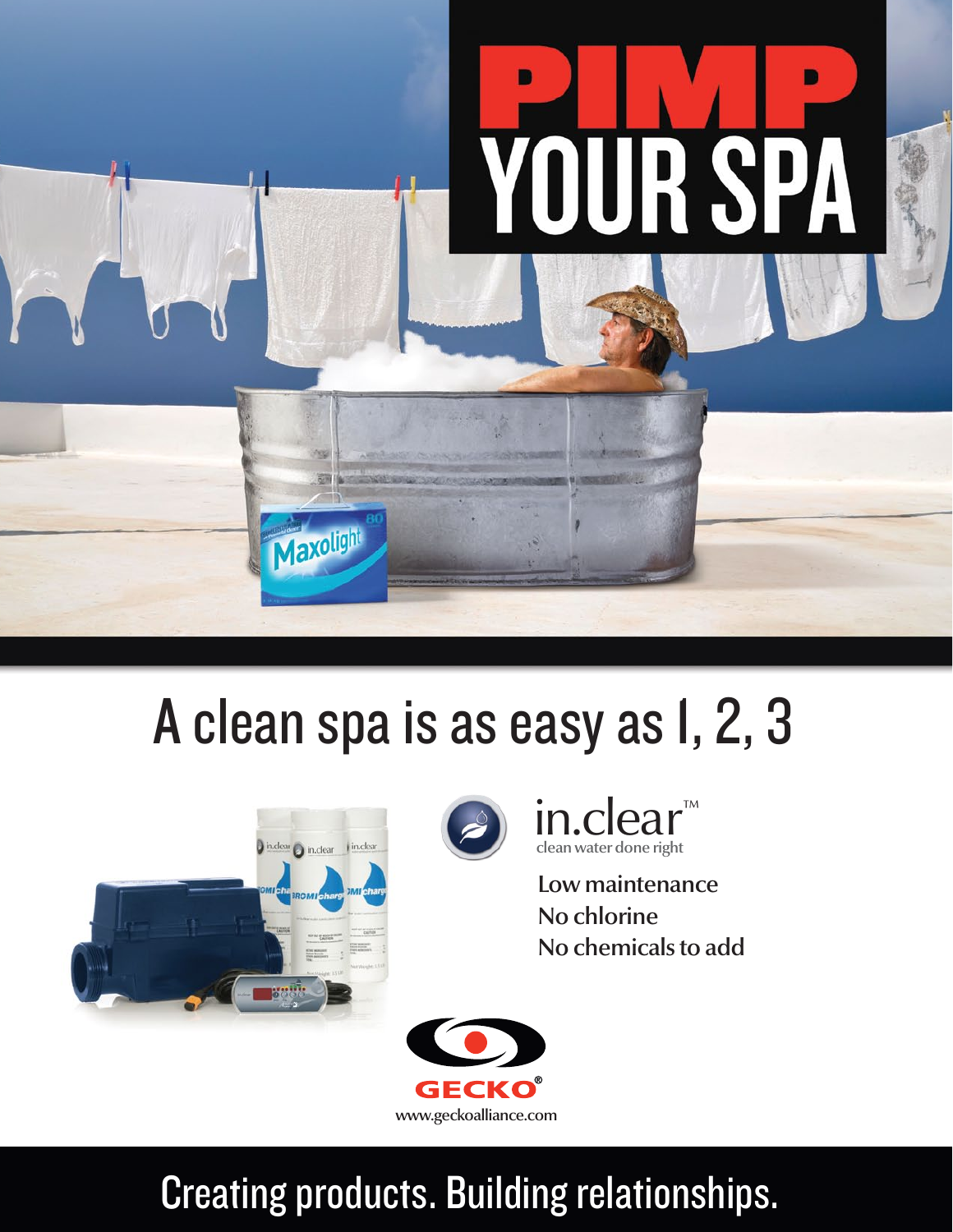# PIMP YOUR SPA

## A clean spa is as easy as 1, 2, 3

in.clear™
clean water done right

Low maintenance
No chlorine
No chemicals to add

GECKO®
www.geckoalliance.com

Creating products. Building relationships.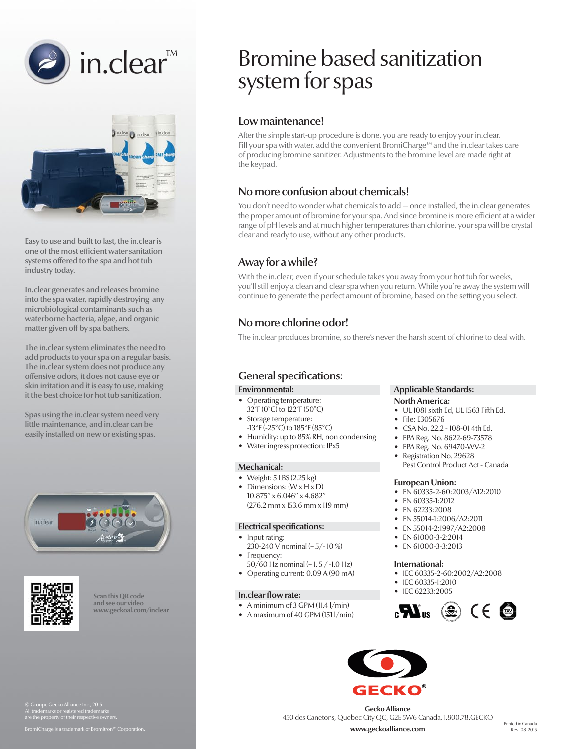# in.clear™

Easy to use and built to last, the in.clear is one of the most efficient water sanitation systems offered to the spa and hot tub industry today.

In.clear generates and releases bromine into the spa water, rapidly destroying any microbiological contaminants such as waterborne bacteria, algae, and organic matter given off by spa bathers.

The in.clear system eliminates the need to add products to your spa on a regular basis. The in.clear system does not produce any offensive odors, it does not cause eye or skin irritation and it is easy to use, making it the best choice for hot tub sanitization.

Spas using the in.clear system need very little maintenance, and in.clear can be easily installed on new or existing spas.

Scan this QR code and see our video www.geckoal.com/inclear

# Bromine based sanitization system for spas

## Low maintenance!

After the simple start-up procedure is done, you are ready to enjoy your in.clear. Fill your spa with water, add the convenient BromiCharge™ and the in.clear takes care of producing bromine sanitizer. Adjustments to the bromine level are made right at the keypad.

## No more confusion about chemicals!

You don't need to wonder what chemicals to add – once installed, the in.clear generates the proper amount of bromine for your spa. And since bromine is more efficient at a wider range of pH levels and at much higher temperatures than chlorine, your spa will be crystal clear and ready to use, without any other products.

## Away for a while?

With the in.clear, even if your schedule takes you away from your hot tub for weeks, you'll still enjoy a clean and clear spa when you return. While you're away the system will continue to generate the perfect amount of bromine, based on the setting you select.

## No more chlorine odor!

The in.clear produces bromine, so there's never the harsh scent of chlorine to deal with.

## General specifications:

### Environmental:

- Operating temperature: 32°F (0°C) to 122°F (50°C)
- Storage temperature: -13°F (-25°C) to 185°F (85°C)
- Humidity: up to 85% RH, non condensing
- Water ingress protection: IPx5

### Mechanical:

- Weight: 5 LBS (2.25 kg)
- Dimensions: (W x H x D) 10.875" x 6.046" x 4.682" (276.2 mm x 153.6 mm x 119 mm)

### Electrical specifications:

- Input rating: 230-240 V nominal (+ 5/- 10 %)
- Frequency: 50/60 Hz nominal (+ 1. 5 / -1.0 Hz)
- Operating current: 0.09 A (90 mA)

### In.clear flow rate:

- A minimum of 3 GPM (11.4 l/min)
- A maximum of 40 GPM (151 l/min)

### Applicable Standards:

**North America:**

- UL 1081 sixth Ed, UL 1563 Fifth Ed.
- File: E305676
- CSA No. 22.2 - 108-01 4th Ed.
- EPA Reg. No. 8622-69-73578
- EPA Reg. No. 69470-WV-2
- Registration No. 29628 Pest Control Product Act - Canada

**European Union:**

- EN 60335-2-60:2003/A12:2010
- EN 60335-1:2012
- EN 62233:2008
- EN 55014-1:2006/A2:2011
- EN 55014-2:1997/A2:2008
- EN 61000-3-2:2014
- EN 61000-3-3:2013

**International:**

- IEC 60335-2-60:2002/A2:2008
- IEC 60335-1:2010
- IEC 62233:2005

GECKO®

**Gecko Alliance**
450 des Canetons, Quebec City QC, G2E 5W6 Canada, 1.800.78.GECKO
**www.geckoalliance.com**

Printed in Canada
Rev. 08-2015

© Groupe Gecko Alliance Inc., 2015
All trademarks or registered trademarks are the property of their respective owners.

BromiCharge is a trademark of Bromitron™ Corporation.